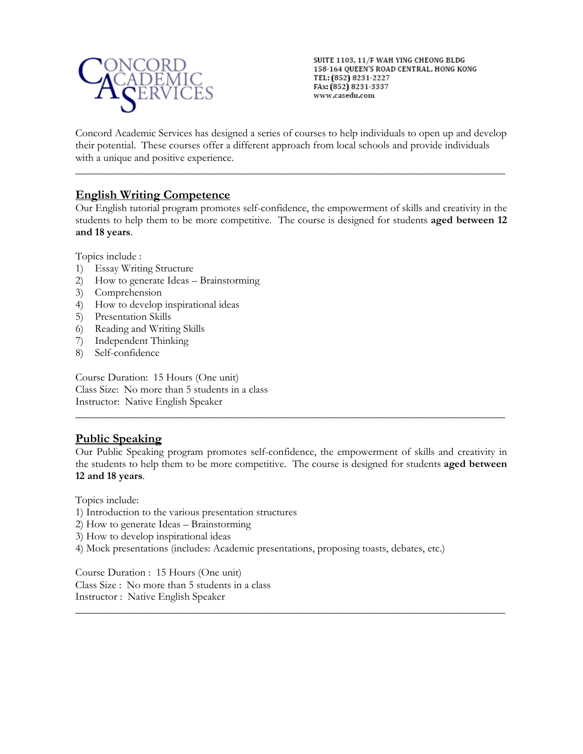CONCORD ACADEMIC SERVICES

SUITE 1103, 11/F WAH YING CHEONG BLDG
158-164 QUEEN'S ROAD CENTRAL, HONG KONG
TEL: (852) 8231-2227
FAX: (852) 8231-3337
www.casedu.com

Concord Academic Services has designed a series of courses to help individuals to open up and develop their potential. These courses offer a different approach from local schools and provide individuals with a unique and positive experience.

---

## English Writing Competence

Our English tutorial program promotes self-confidence, the empowerment of skills and creativity in the students to help them to be more competitive. The course is designed for students **aged between 12 and 18 years**.

Topics include :

1) Essay Writing Structure
2) How to generate Ideas – Brainstorming
3) Comprehension
4) How to develop inspirational ideas
5) Presentation Skills
6) Reading and Writing Skills
7) Independent Thinking
8) Self-confidence

Course Duration: 15 Hours (One unit)
Class Size: No more than 5 students in a class
Instructor: Native English Speaker

---

## Public Speaking

Our Public Speaking program promotes self-confidence, the empowerment of skills and creativity in the students to help them to be more competitive. The course is designed for students **aged between 12 and 18 years**.

Topics include:

1) Introduction to the various presentation structures
2) How to generate Ideas – Brainstorming
3) How to develop inspirational ideas
4) Mock presentations (includes: Academic presentations, proposing toasts, debates, etc.)

Course Duration : 15 Hours (One unit)
Class Size : No more than 5 students in a class
Instructor : Native English Speaker

---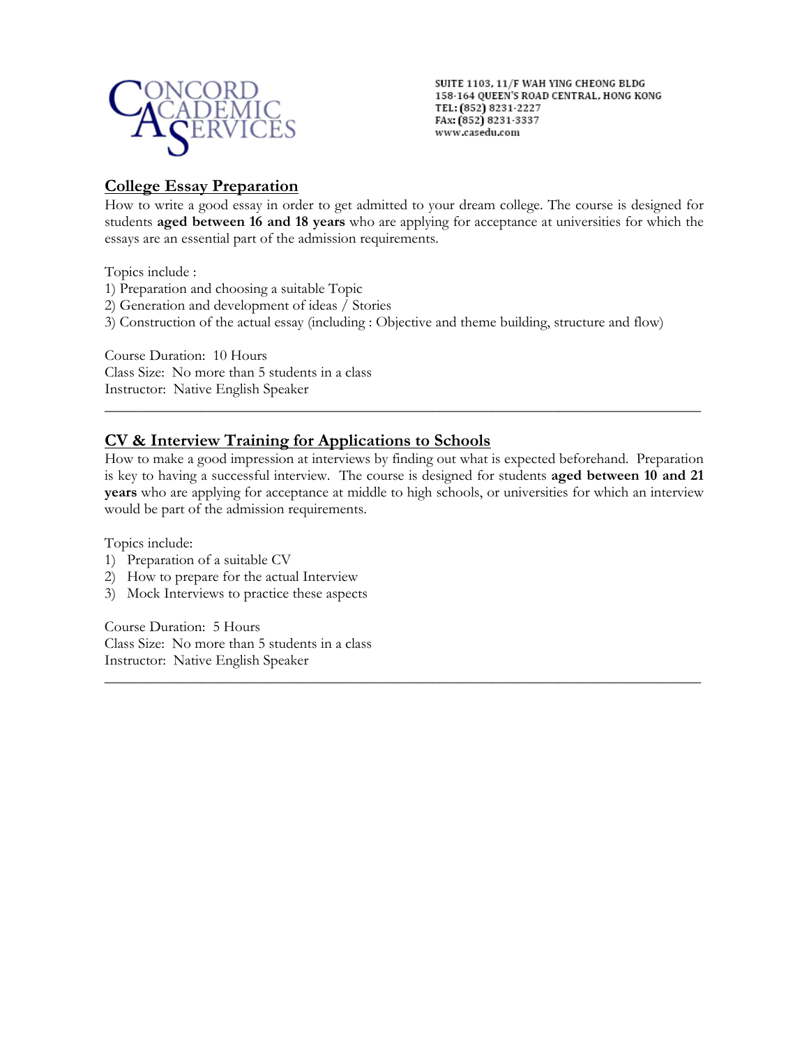CONCORD ACADEMIC SERVICES

SUITE 1103, 11/F WAH YING CHEONG BLDG
158-164 QUEEN'S ROAD CENTRAL, HONG KONG
TEL: (852) 8231-2227
FAX: (852) 8231-3337
www.casedu.com

## College Essay Preparation

How to write a good essay in order to get admitted to your dream college. The course is designed for students **aged between 16 and 18 years** who are applying for acceptance at universities for which the essays are an essential part of the admission requirements.

Topics include :

1) Preparation and choosing a suitable Topic
2) Generation and development of ideas / Stories
3) Construction of the actual essay (including : Objective and theme building, structure and flow)

Course Duration: 10 Hours
Class Size: No more than 5 students in a class
Instructor: Native English Speaker

---

## CV & Interview Training for Applications to Schools

How to make a good impression at interviews by finding out what is expected beforehand. Preparation is key to having a successful interview. The course is designed for students **aged between 10 and 21 years** who are applying for acceptance at middle to high schools, or universities for which an interview would be part of the admission requirements.

Topics include:

1) Preparation of a suitable CV
2) How to prepare for the actual Interview
3) Mock Interviews to practice these aspects

Course Duration: 5 Hours
Class Size: No more than 5 students in a class
Instructor: Native English Speaker

---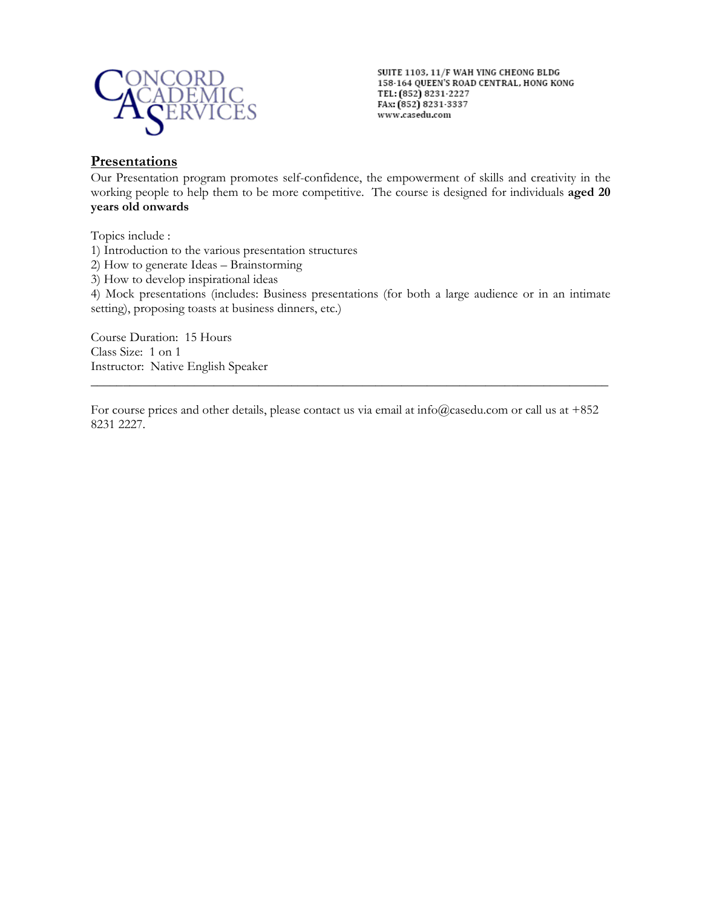CONCORD ACADEMIC SERVICES

SUITE 1103, 11/F WAH YING CHEONG BLDG
158-164 QUEEN'S ROAD CENTRAL, HONG KONG
TEL: (852) 8231-2227
FAX: (852) 8231-3337
www.casedu.com

## Presentations

Our Presentation program promotes self-confidence, the empowerment of skills and creativity in the working people to help them to be more competitive. The course is designed for individuals **aged 20 years old onwards**

Topics include :
1) Introduction to the various presentation structures
2) How to generate Ideas – Brainstorming
3) How to develop inspirational ideas
4) Mock presentations (includes: Business presentations (for both a large audience or in an intimate setting), proposing toasts at business dinners, etc.)

Course Duration: 15 Hours
Class Size: 1 on 1
Instructor: Native English Speaker

---

For course prices and other details, please contact us via email at info@casedu.com or call us at +852 8231 2227.